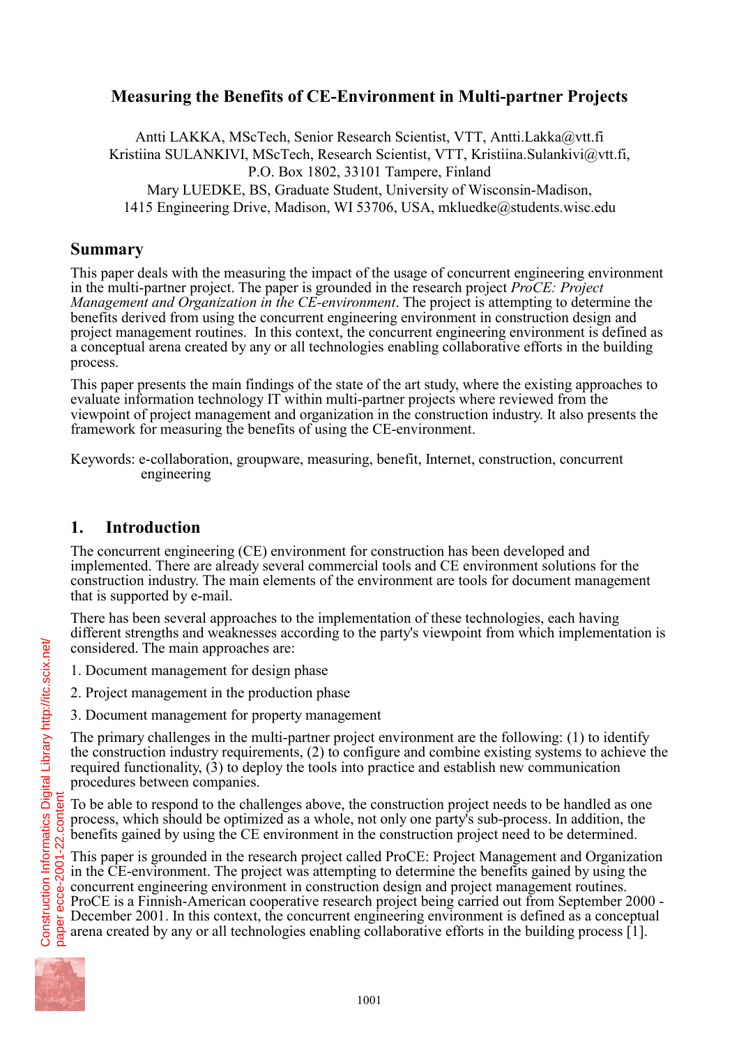# Measuring the Benefits of CE-Environment in Multi-partner Projects

Antti LAKKA, MScTech, Senior Research Scientist, VTT, Antti.Lakka@vtt.fi
Kristiina SULANKIVI, MScTech, Research Scientist, VTT, Kristiina.Sulankivi@vtt.fi,
P.O. Box 1802, 33101 Tampere, Finland
Mary LUEDKE, BS, Graduate Student, University of Wisconsin-Madison,
1415 Engineering Drive, Madison, WI 53706, USA, mkluedke@students.wisc.edu

## Summary

This paper deals with the measuring the impact of the usage of concurrent engineering environment in the multi-partner project. The paper is grounded in the research project *ProCE: Project Management and Organization in the CE-environment*. The project is attempting to determine the benefits derived from using the concurrent engineering environment in construction design and project management routines. In this context, the concurrent engineering environment is defined as a conceptual arena created by any or all technologies enabling collaborative efforts in the building process.

This paper presents the main findings of the state of the art study, where the existing approaches to evaluate information technology IT within multi-partner projects where reviewed from the viewpoint of project management and organization in the construction industry. It also presents the framework for measuring the benefits of using the CE-environment.

Keywords: e-collaboration, groupware, measuring, benefit, Internet, construction, concurrent engineering

## 1. Introduction

The concurrent engineering (CE) environment for construction has been developed and implemented. There are already several commercial tools and CE environment solutions for the construction industry. The main elements of the environment are tools for document management that is supported by e-mail.

There has been several approaches to the implementation of these technologies, each having different strengths and weaknesses according to the party's viewpoint from which implementation is considered. The main approaches are:

1. Document management for design phase
2. Project management in the production phase
3. Document management for property management

The primary challenges in the multi-partner project environment are the following: (1) to identify the construction industry requirements, (2) to configure and combine existing systems to achieve the required functionality, (3) to deploy the tools into practice and establish new communication procedures between companies.

To be able to respond to the challenges above, the construction project needs to be handled as one process, which should be optimized as a whole, not only one party's sub-process. In addition, the benefits gained by using the CE environment in the construction project need to be determined.

This paper is grounded in the research project called ProCE: Project Management and Organization in the CE-environment. The project was attempting to determine the benefits gained by using the concurrent engineering environment in construction design and project management routines. ProCE is a Finnish-American cooperative research project being carried out from September 2000 - December 2001. In this context, the concurrent engineering environment is defined as a conceptual arena created by any or all technologies enabling collaborative efforts in the building process [1].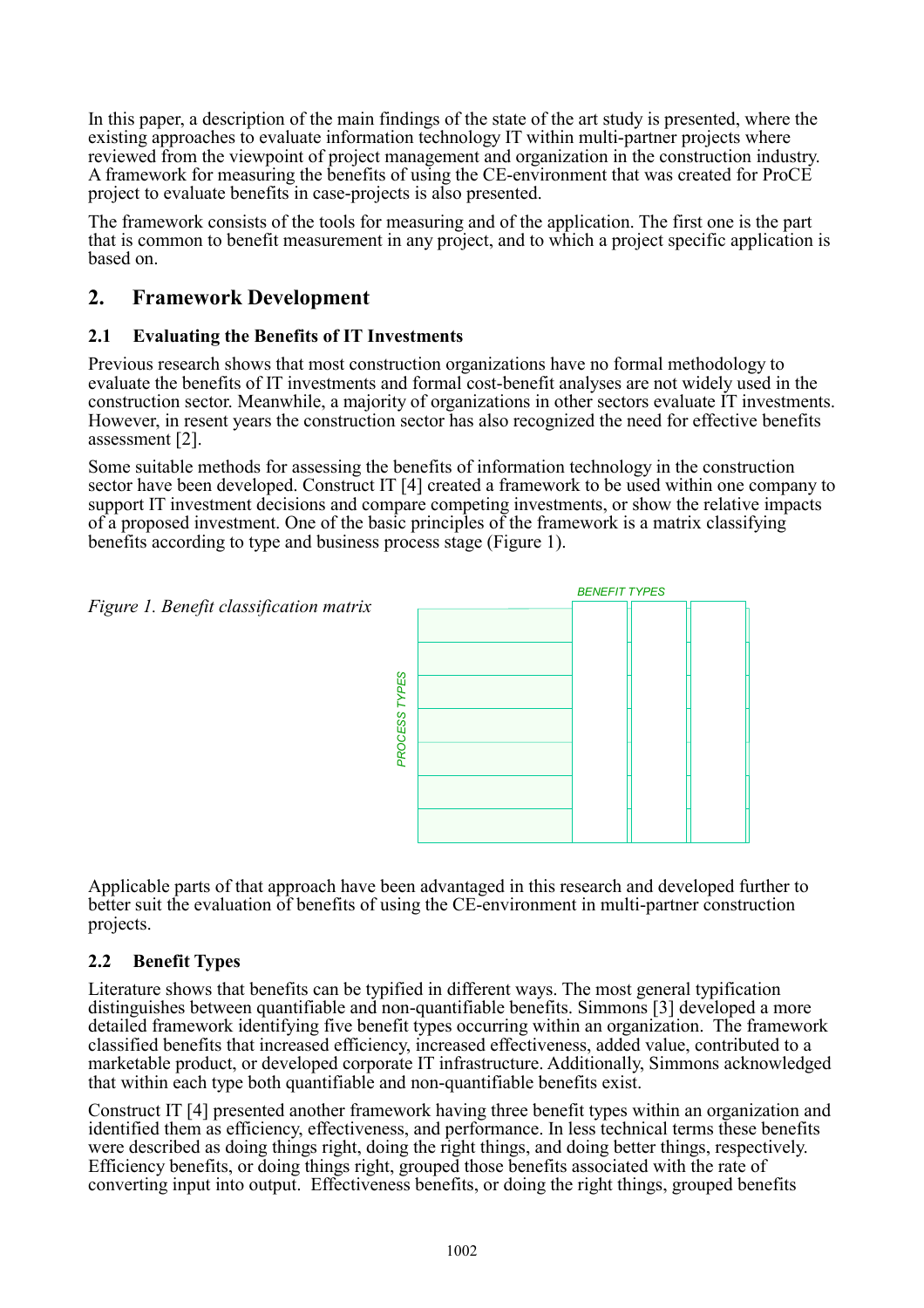In this paper, a description of the main findings of the state of the art study is presented, where the existing approaches to evaluate information technology IT within multi-partner projects where reviewed from the viewpoint of project management and organization in the construction industry. A framework for measuring the benefits of using the CE-environment that was created for ProCE project to evaluate benefits in case-projects is also presented.

The framework consists of the tools for measuring and of the application. The first one is the part that is common to benefit measurement in any project, and to which a project specific application is based on.

## 2. Framework Development

### 2.1 Evaluating the Benefits of IT Investments

Previous research shows that most construction organizations have no formal methodology to evaluate the benefits of IT investments and formal cost-benefit analyses are not widely used in the construction sector. Meanwhile, a majority of organizations in other sectors evaluate IT investments. However, in resent years the construction sector has also recognized the need for effective benefits assessment [2].

Some suitable methods for assessing the benefits of information technology in the construction sector have been developed. Construct IT [4] created a framework to be used within one company to support IT investment decisions and compare competing investments, or show the relative impacts of a proposed investment. One of the basic principles of the framework is a matrix classifying benefits according to type and business process stage (Figure 1).

*Figure 1. Benefit classification matrix*

BENEFIT TYPES

PROCESS TYPES

Applicable parts of that approach have been advantaged in this research and developed further to better suit the evaluation of benefits of using the CE-environment in multi-partner construction projects.

### 2.2 Benefit Types

Literature shows that benefits can be typified in different ways. The most general typification distinguishes between quantifiable and non-quantifiable benefits. Simmons [3] developed a more detailed framework identifying five benefit types occurring within an organization. The framework classified benefits that increased efficiency, increased effectiveness, added value, contributed to a marketable product, or developed corporate IT infrastructure. Additionally, Simmons acknowledged that within each type both quantifiable and non-quantifiable benefits exist.

Construct IT [4] presented another framework having three benefit types within an organization and identified them as efficiency, effectiveness, and performance. In less technical terms these benefits were described as doing things right, doing the right things, and doing better things, respectively. Efficiency benefits, or doing things right, grouped those benefits associated with the rate of converting input into output. Effectiveness benefits, or doing the right things, grouped benefits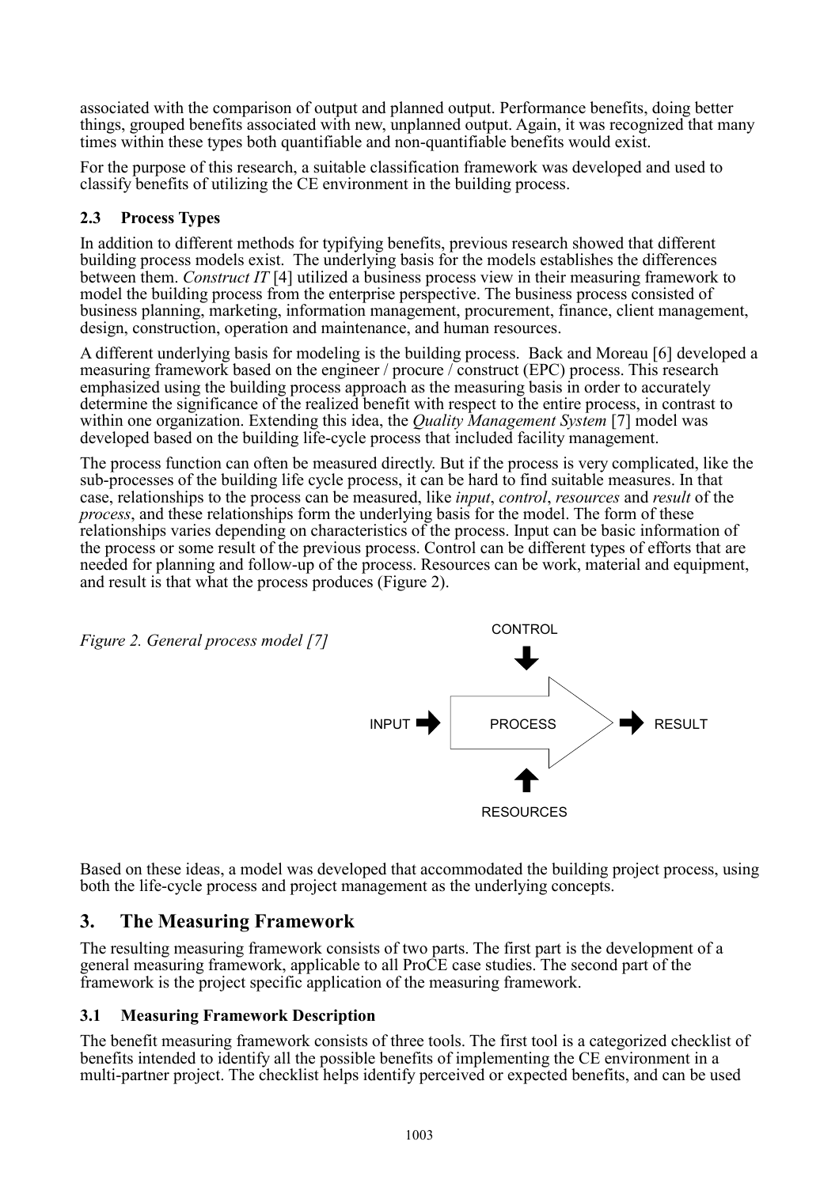associated with the comparison of output and planned output. Performance benefits, doing better things, grouped benefits associated with new, unplanned output. Again, it was recognized that many times within these types both quantifiable and non-quantifiable benefits would exist.

For the purpose of this research, a suitable classification framework was developed and used to classify benefits of utilizing the CE environment in the building process.

### 2.3 Process Types

In addition to different methods for typifying benefits, previous research showed that different building process models exist. The underlying basis for the models establishes the differences between them. *Construct IT* [4] utilized a business process view in their measuring framework to model the building process from the enterprise perspective. The business process consisted of business planning, marketing, information management, procurement, finance, client management, design, construction, operation and maintenance, and human resources.

A different underlying basis for modeling is the building process. Back and Moreau [6] developed a measuring framework based on the engineer / procure / construct (EPC) process. This research emphasized using the building process approach as the measuring basis in order to accurately determine the significance of the realized benefit with respect to the entire process, in contrast to within one organization. Extending this idea, the *Quality Management System* [7] model was developed based on the building life-cycle process that included facility management.

The process function can often be measured directly. But if the process is very complicated, like the sub-processes of the building life cycle process, it can be hard to find suitable measures. In that case, relationships to the process can be measured, like *input*, *control*, *resources* and *result* of the *process*, and these relationships form the underlying basis for the model. The form of these relationships varies depending on characteristics of the process. Input can be basic information of the process or some result of the previous process. Control can be different types of efforts that are needed for planning and follow-up of the process. Resources can be work, material and equipment, and result is that what the process produces (Figure 2).

*Figure 2. General process model [7]*

CONTROL

INPUT

PROCESS

RESULT

RESOURCES

Based on these ideas, a model was developed that accommodated the building project process, using both the life-cycle process and project management as the underlying concepts.

## 3. The Measuring Framework

The resulting measuring framework consists of two parts. The first part is the development of a general measuring framework, applicable to all ProCE case studies. The second part of the framework is the project specific application of the measuring framework.

### 3.1 Measuring Framework Description

The benefit measuring framework consists of three tools. The first tool is a categorized checklist of benefits intended to identify all the possible benefits of implementing the CE environment in a multi-partner project. The checklist helps identify perceived or expected benefits, and can be used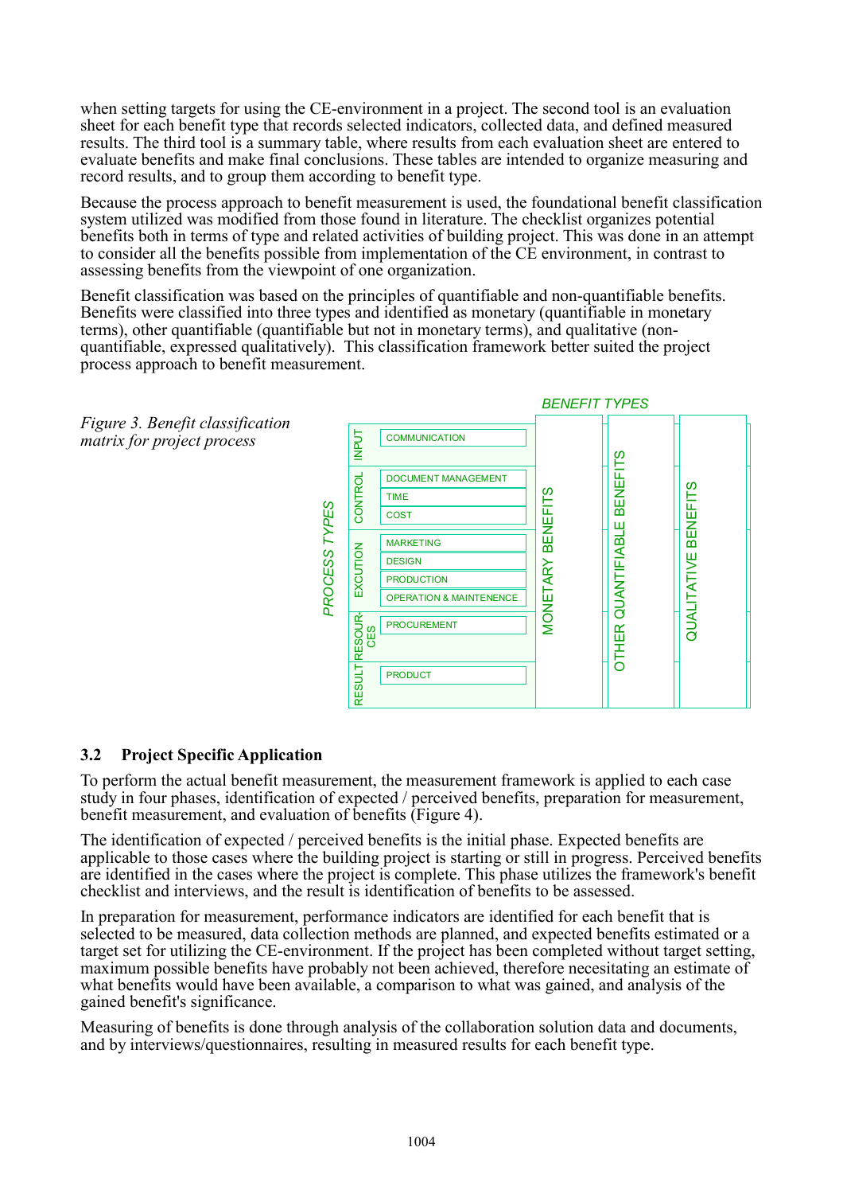when setting targets for using the CE-environment in a project. The second tool is an evaluation sheet for each benefit type that records selected indicators, collected data, and defined measured results. The third tool is a summary table, where results from each evaluation sheet are entered to evaluate benefits and make final conclusions. These tables are intended to organize measuring and record results, and to group them according to benefit type.

Because the process approach to benefit measurement is used, the foundational benefit classification system utilized was modified from those found in literature. The checklist organizes potential benefits both in terms of type and related activities of building project. This was done in an attempt to consider all the benefits possible from implementation of the CE environment, in contrast to assessing benefits from the viewpoint of one organization.

Benefit classification was based on the principles of quantifiable and non-quantifiable benefits. Benefits were classified into three types and identified as monetary (quantifiable in monetary terms), other quantifiable (quantifiable but not in monetary terms), and qualitative (non-quantifiable, expressed qualitatively). This classification framework better suited the project process approach to benefit measurement.

BENEFIT TYPES

PROCESS TYPES

INPUT
COMMUNICATION

CONTROL
DOCUMENT MANAGEMENT
TIME
COST

EXCUTION
MARKETING
DESIGN
PRODUCTION
OPERATION & MAINTENENCE

RESOURCES
PROCUREMENT

RESULT
PRODUCT

MONETARY BENEFITS

OTHER QUANTIFIABLE BENEFITS

QUALITATIVE BENEFITS

*Figure 3. Benefit classification matrix for project process*

## 3.2 Project Specific Application

To perform the actual benefit measurement, the measurement framework is applied to each case study in four phases, identification of expected / perceived benefits, preparation for measurement, benefit measurement, and evaluation of benefits (Figure 4).

The identification of expected / perceived benefits is the initial phase. Expected benefits are applicable to those cases where the building project is starting or still in progress. Perceived benefits are identified in the cases where the project is complete. This phase utilizes the framework's benefit checklist and interviews, and the result is identification of benefits to be assessed.

In preparation for measurement, performance indicators are identified for each benefit that is selected to be measured, data collection methods are planned, and expected benefits estimated or a target set for utilizing the CE-environment. If the project has been completed without target setting, maximum possible benefits have probably not been achieved, therefore necessitating an estimate of what benefits would have been available, a comparison to what was gained, and analysis of the gained benefit's significance.

Measuring of benefits is done through analysis of the collaboration solution data and documents, and by interviews/questionnaires, resulting in measured results for each benefit type.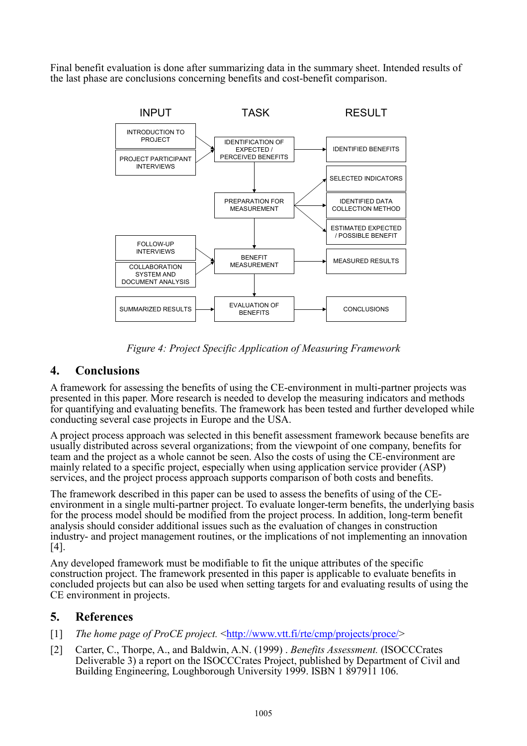Final benefit evaluation is done after summarizing data in the summary sheet. Intended results of the last phase are conclusions concerning benefits and cost-benefit comparison.

INPUT
TASK
RESULT
INTRODUCTION TO PROJECT
PROJECT PARTICIPANT INTERVIEWS
IDENTIFICATION OF EXPECTED / PERCEIVED BENEFITS
IDENTIFIED BENEFITS
SELECTED INDICATORS
PREPARATION FOR MEASUREMENT
IDENTIFIED DATA COLLECTION METHOD
ESTIMATED EXPECTED / POSSIBLE BENEFIT
FOLLOW-UP INTERVIEWS
COLLABORATION SYSTEM AND DOCUMENT ANALYSIS
BENEFIT MEASUREMENT
MEASURED RESULTS
SUMMARIZED RESULTS
EVALUATION OF BENEFITS
CONCLUSIONS

*Figure 4: Project Specific Application of Measuring Framework*

## 4. Conclusions

A framework for assessing the benefits of using the CE-environment in multi-partner projects was presented in this paper. More research is needed to develop the measuring indicators and methods for quantifying and evaluating benefits. The framework has been tested and further developed while conducting several case projects in Europe and the USA.

A project process approach was selected in this benefit assessment framework because benefits are usually distributed across several organizations; from the viewpoint of one company, benefits for team and the project as a whole cannot be seen. Also the costs of using the CE-environment are mainly related to a specific project, especially when using application service provider (ASP) services, and the project process approach supports comparison of both costs and benefits.

The framework described in this paper can be used to assess the benefits of using of the CE-environment in a single multi-partner project. To evaluate longer-term benefits, the underlying basis for the process model should be modified from the project process. In addition, long-term benefit analysis should consider additional issues such as the evaluation of changes in construction industry- and project management routines, or the implications of not implementing an innovation [4].

Any developed framework must be modifiable to fit the unique attributes of the specific construction project. The framework presented in this paper is applicable to evaluate benefits in concluded projects but can also be used when setting targets for and evaluating results of using the CE environment in projects.

## 5. References

[1] *The home page of ProCE project.* <http://www.vtt.fi/rte/cmp/projects/proce/>

[2] Carter, C., Thorpe, A., and Baldwin, A.N. (1999) . *Benefits Assessment.* (ISOCCCrates Deliverable 3) a report on the ISOCCCrates Project, published by Department of Civil and Building Engineering, Loughborough University 1999. ISBN 1 897911 106.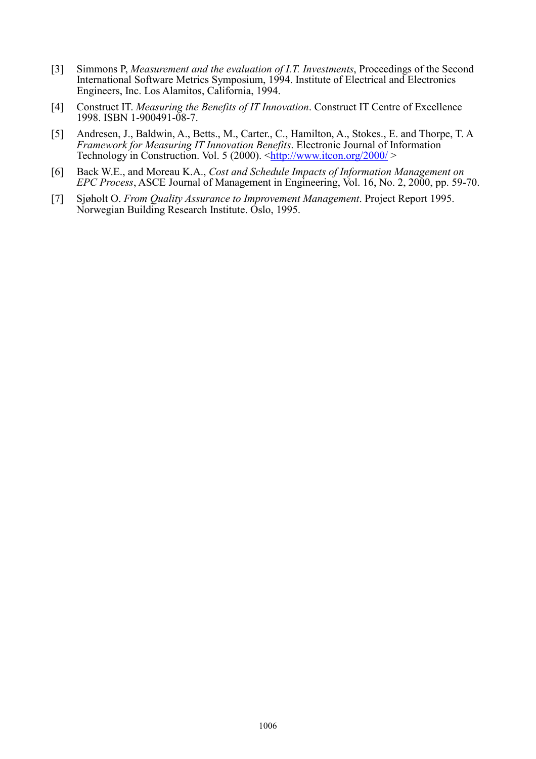[3] Simmons P, *Measurement and the evaluation of I.T. Investments*, Proceedings of the Second International Software Metrics Symposium, 1994. Institute of Electrical and Electronics Engineers, Inc. Los Alamitos, California, 1994.

[4] Construct IT. *Measuring the Benefits of IT Innovation*. Construct IT Centre of Excellence 1998. ISBN 1-900491-08-7.

[5] Andresen, J., Baldwin, A., Betts., M., Carter., C., Hamilton, A., Stokes., E. and Thorpe, T. A *Framework for Measuring IT Innovation Benefits*. Electronic Journal of Information Technology in Construction. Vol. 5 (2000). <http://www.itcon.org/2000/ >

[6] Back W.E., and Moreau K.A., *Cost and Schedule Impacts of Information Management on EPC Process*, ASCE Journal of Management in Engineering, Vol. 16, No. 2, 2000, pp. 59-70.

[7] Sjøholt O. *From Quality Assurance to Improvement Management*. Project Report 1995. Norwegian Building Research Institute. Oslo, 1995.